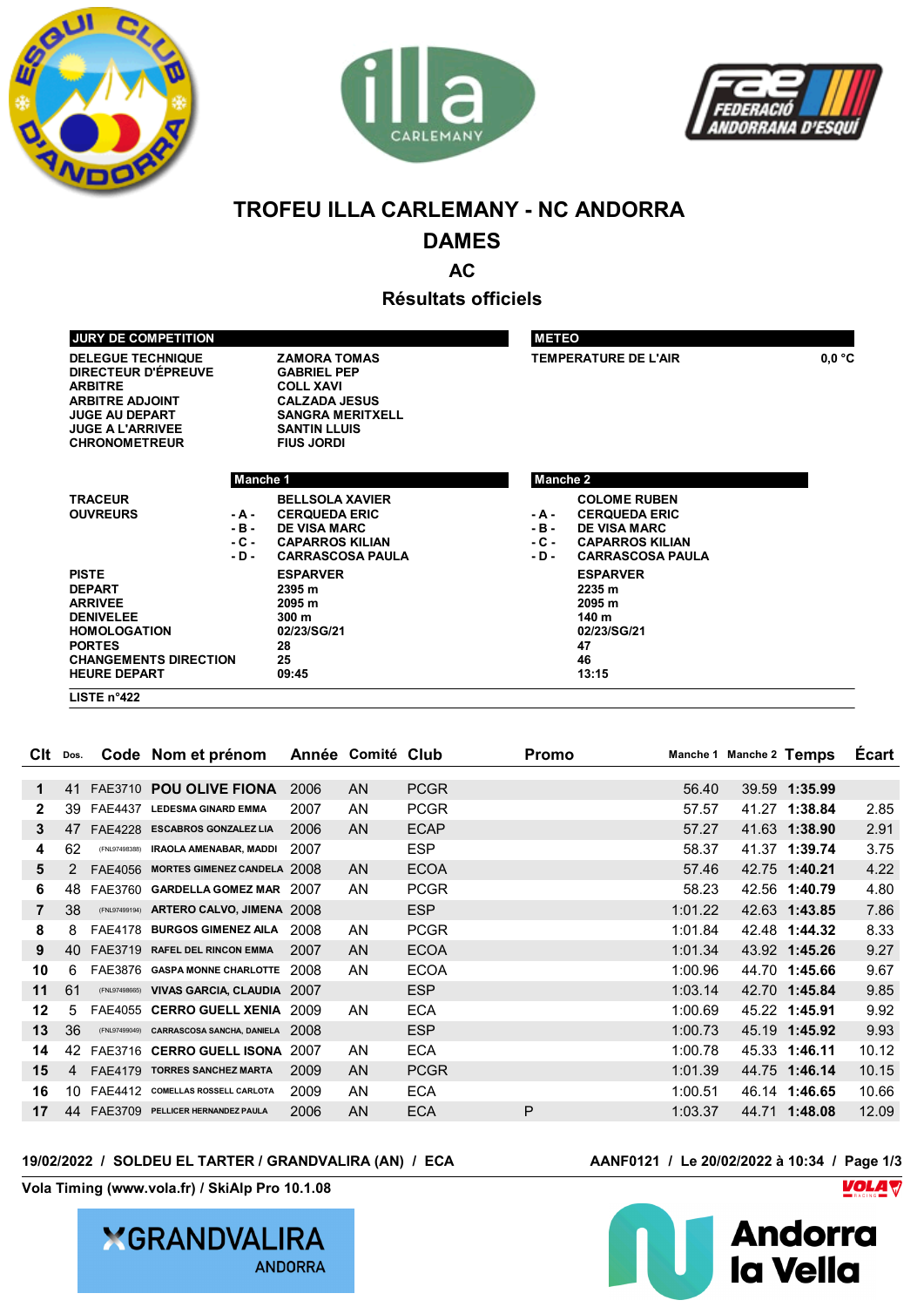# TROFEU ILLA CARLEMANY - NC ANDORRA

## DAMES

### AC

### Résultats officiels

| JURY DE COMPETITION | |
|---|---|
| DELEGUE TECHNIQUE | ZAMORA TOMAS |
| DIRECTEUR D'ÉPREUVE | GABRIEL PEP |
| ARBITRE | COLL XAVI |
| ARBITRE ADJOINT | CALZADA JESUS |
| JUGE AU DEPART | SANGRA MERITXELL |
| JUGE A L'ARRIVEE | SANTIN LLUIS |
| CHRONOMETREUR | FIUS JORDI |

| METEO | |
|---|---|
| TEMPERATURE DE L'AIR | 0,0 °C |

| | | Manche 1 | | Manche 2 |
|---|---|---|---|---|
| TRACEUR | | BELLSOLA XAVIER | | COLOME RUBEN |
| OUVREURS | - A - | CERQUEDA ERIC | - A - | CERQUEDA ERIC |
| | - B - | DE VISA MARC | - B - | DE VISA MARC |
| | - C - | CAPARROS KILIAN | - C - | CAPARROS KILIAN |
| | - D - | CARRASCOSA PAULA | - D - | CARRASCOSA PAULA |
| PISTE | | ESPARVER | | ESPARVER |
| DEPART | | 2395 m | | 2235 m |
| ARRIVEE | | 2095 m | | 2095 m |
| DENIVELEE | | 300 m | | 140 m |
| HOMOLOGATION | | 02/23/SG/21 | | 02/23/SG/21 |
| PORTES | | 28 | | 47 |
| CHANGEMENTS DIRECTION | | 25 | | 46 |
| HEURE DEPART | | 09:45 | | 13:15 |

LISTE n°422

| Clt | Dos. | Code | Nom et prénom | Année | Comité | Club | Promo | Manche 1 | Manche 2 | Temps | Écart |
|---|---|---|---|---|---|---|---|---|---|---|---|
| 1 | 41 | FAE3710 | POU OLIVE FIONA | 2006 | AN | PCGR | | 56.40 | 39.59 | 1:35.99 | |
| 2 | 39 | FAE4437 | LEDESMA GINARD EMMA | 2007 | AN | PCGR | | 57.57 | 41.27 | 1:38.84 | 2.85 |
| 3 | 47 | FAE4228 | ESCABROS GONZALEZ LIA | 2006 | AN | ECAP | | 57.27 | 41.63 | 1:38.90 | 2.91 |
| 4 | 62 | (FNL97498388) | IRAOLA AMENABAR, MADDI | 2007 | | ESP | | 58.37 | 41.37 | 1:39.74 | 3.75 |
| 5 | 2 | FAE4056 | MORTES GIMENEZ CANDELA | 2008 | AN | ECOA | | 57.46 | 42.75 | 1:40.21 | 4.22 |
| 6 | 48 | FAE3760 | GARDELLA GOMEZ MAR | 2007 | AN | PCGR | | 58.23 | 42.56 | 1:40.79 | 4.80 |
| 7 | 38 | (FNL97499194) | ARTERO CALVO, JIMENA | 2008 | | ESP | | 1:01.22 | 42.63 | 1:43.85 | 7.86 |
| 8 | 8 | FAE4178 | BURGOS GIMENEZ AILA | 2008 | AN | PCGR | | 1:01.84 | 42.48 | 1:44.32 | 8.33 |
| 9 | 40 | FAE3719 | RAFEL DEL RINCON EMMA | 2007 | AN | ECOA | | 1:01.34 | 43.92 | 1:45.26 | 9.27 |
| 10 | 6 | FAE3876 | GASPA MONNE CHARLOTTE | 2008 | AN | ECOA | | 1:00.96 | 44.70 | 1:45.66 | 9.67 |
| 11 | 61 | (FNL97498665) | VIVAS GARCIA, CLAUDIA | 2007 | | ESP | | 1:03.14 | 42.70 | 1:45.84 | 9.85 |
| 12 | 5 | FAE4055 | CERRO GUELL XENIA | 2009 | AN | ECA | | 1:00.69 | 45.22 | 1:45.91 | 9.92 |
| 13 | 36 | (FNL97499049) | CARRASCOSA SANCHA, DANIELA | 2008 | | ESP | | 1:00.73 | 45.19 | 1:45.92 | 9.93 |
| 14 | 42 | FAE3716 | CERRO GUELL ISONA | 2007 | AN | ECA | | 1:00.78 | 45.33 | 1:46.11 | 10.12 |
| 15 | 4 | FAE4179 | TORRES SANCHEZ MARTA | 2009 | AN | PCGR | | 1:01.39 | 44.75 | 1:46.14 | 10.15 |
| 16 | 10 | FAE4412 | COMELLAS ROSSELL CARLOTA | 2009 | AN | ECA | | 1:00.51 | 46.14 | 1:46.65 | 10.66 |
| 17 | 44 | FAE3709 | PELLICER HERNANDEZ PAULA | 2006 | AN | ECA | P | 1:03.37 | 44.71 | 1:48.08 | 12.09 |

19/02/2022 / SOLDEU EL TARTER / GRANDVALIRA (AN) / ECA

AANF0121 / Le 20/02/2022 à 10:34

Vola Timing (www.vola.fr) / SkiAlp Pro 10.1.08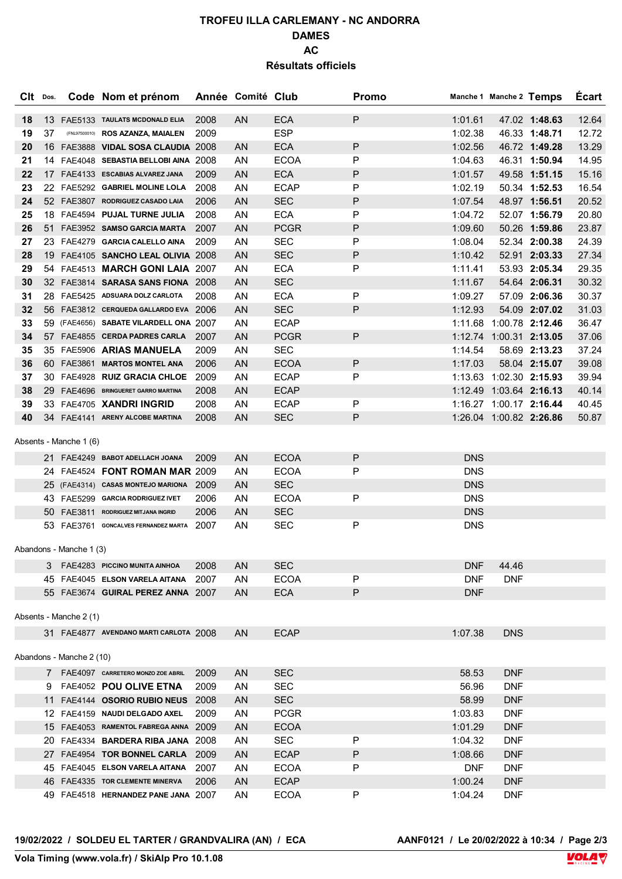# TROFEU ILLA CARLEMANY - NC ANDORRA
## DAMES
## AC
## Résultats officiels

| Clt | Dos. | Code | Nom et prénom | Année | Comité | Club | Promo | Manche 1 | Manche 2 | Temps | Écart |
|---|---|---|---|---|---|---|---|---|---|---|---|
| 18 | 13 | FAE5133 | TAULATS MCDONALD ELIA | 2008 | AN | ECA | P | 1:01.61 | 47.02 | **1:48.63** | 12.64 |
| 19 | 37 | (FNL97500010) | ROS AZANZA, MAIALEN | 2009 | | ESP | | 1:02.38 | 46.33 | **1:48.71** | 12.72 |
| 20 | 16 | FAE3888 | VIDAL SOSA CLAUDIA | 2008 | AN | ECA | P | 1:02.56 | 46.72 | **1:49.28** | 13.29 |
| 21 | 14 | FAE4048 | SEBASTIA BELLOBI AINA | 2008 | AN | ECOA | P | 1:04.63 | 46.31 | **1:50.94** | 14.95 |
| 22 | 17 | FAE4133 | ESCABIAS ALVAREZ JANA | 2009 | AN | ECA | P | 1:01.57 | 49.58 | **1:51.15** | 15.16 |
| 23 | 22 | FAE5292 | GABRIEL MOLINE LOLA | 2008 | AN | ECAP | P | 1:02.19 | 50.34 | **1:52.53** | 16.54 |
| 24 | 52 | FAE3807 | RODRIGUEZ CASADO LAIA | 2006 | AN | SEC | P | 1:07.54 | 48.97 | **1:56.51** | 20.52 |
| 25 | 18 | FAE4594 | PUJAL TURNE JULIA | 2008 | AN | ECA | P | 1:04.72 | 52.07 | **1:56.79** | 20.80 |
| 26 | 51 | FAE3952 | SAMSO GARCIA MARTA | 2007 | AN | PCGR | P | 1:09.60 | 50.26 | **1:59.86** | 23.87 |
| 27 | 23 | FAE4279 | GARCIA CALELLO AINA | 2009 | AN | SEC | P | 1:08.04 | 52.34 | **2:00.38** | 24.39 |
| 28 | 19 | FAE4105 | SANCHO LEAL OLIVIA | 2008 | AN | SEC | P | 1:10.42 | 52.91 | **2:03.33** | 27.34 |
| 29 | 54 | FAE4513 | MARCH GONI LAIA | 2007 | AN | ECA | P | 1:11.41 | 53.93 | **2:05.34** | 29.35 |
| 30 | 32 | FAE3814 | SARASA SANS FIONA | 2008 | AN | SEC | | 1:11.67 | 54.64 | **2:06.31** | 30.32 |
| 31 | 28 | FAE5425 | ADSUARA DOLZ CARLOTA | 2008 | AN | ECA | P | 1:09.27 | 57.09 | **2:06.36** | 30.37 |
| 32 | 56 | FAE3812 | CERQUEDA GALLARDO EVA | 2006 | AN | SEC | P | 1:12.93 | 54.09 | **2:07.02** | 31.03 |
| 33 | 59 | (FAE4656) | SABATE VILARDELL ONA | 2007 | AN | ECAP | | 1:11.68 | 1:00.78 | **2:12.46** | 36.47 |
| 34 | 57 | FAE4855 | CERDA PADRES CARLA | 2007 | AN | PCGR | P | 1:12.74 | 1:00.31 | **2:13.05** | 37.06 |
| 35 | 35 | FAE5906 | ARIAS MANUELA | 2009 | AN | SEC | | 1:14.54 | 58.69 | **2:13.23** | 37.24 |
| 36 | 60 | FAE3861 | MARTOS MONTEL ANA | 2006 | AN | ECOA | P | 1:17.03 | 58.04 | **2:15.07** | 39.08 |
| 37 | 30 | FAE4928 | RUIZ GRACIA CHLOE | 2009 | AN | ECAP | P | 1:13.63 | 1:02.30 | **2:15.93** | 39.94 |
| 38 | 29 | FAE4696 | BRINGUERET GARRO MARTINA | 2008 | AN | ECAP | | 1:12.49 | 1:03.64 | **2:16.13** | 40.14 |
| 39 | 33 | FAE4705 | XANDRI INGRID | 2008 | AN | ECAP | P | 1:16.27 | 1:00.17 | **2:16.44** | 40.45 |
| 40 | 34 | FAE4141 | ARENY ALCOBE MARTINA | 2008 | AN | SEC | P | 1:26.04 | 1:00.82 | **2:26.86** | 50.87 |

Absents - Manche 1 (6)

| Clt | Dos. | Code | Nom et prénom | Année | Comité | Club | Promo | Manche 1 | Manche 2 | Temps | Écart |
|---|---|---|---|---|---|---|---|---|---|---|---|
| | 21 | FAE4249 | BABOT ADELLACH JOANA | 2009 | AN | ECOA | P | DNS | | | |
| | 24 | FAE4524 | FONT ROMAN MAR | 2009 | AN | ECOA | P | DNS | | | |
| | 25 | (FAE4314) | CASAS MONTEJO MARIONA | 2009 | AN | SEC | | DNS | | | |
| | 43 | FAE5299 | GARCIA RODRIGUEZ IVET | 2006 | AN | ECOA | P | DNS | | | |
| | 50 | FAE3811 | RODRIGUEZ MITJANA INGRID | 2006 | AN | SEC | | DNS | | | |
| | 53 | FAE3761 | GONCALVES FERNANDEZ MARTA | 2007 | AN | SEC | P | DNS | | | |

Abandons - Manche 1 (3)

| Clt | Dos. | Code | Nom et prénom | Année | Comité | Club | Promo | Manche 1 | Manche 2 | Temps | Écart |
|---|---|---|---|---|---|---|---|---|---|---|---|
| | 3 | FAE4283 | PICCINO MUNITA AINHOA | 2008 | AN | SEC | | DNF | 44.46 | | |
| | 45 | FAE4045 | ELSON VARELA AITANA | 2007 | AN | ECOA | P | DNF | DNF | | |
| | 55 | FAE3674 | GUIRAL PEREZ ANNA | 2007 | AN | ECA | P | DNF | | | |

Absents - Manche 2 (1)

| Clt | Dos. | Code | Nom et prénom | Année | Comité | Club | Promo | Manche 1 | Manche 2 | Temps | Écart |
|---|---|---|---|---|---|---|---|---|---|---|---|
| | 31 | FAE4877 | AVENDANO MARTI CARLOTA | 2008 | AN | ECAP | | 1:07.38 | DNS | | |

Abandons - Manche 2 (10)

| Clt | Dos. | Code | Nom et prénom | Année | Comité | Club | Promo | Manche 1 | Manche 2 | Temps | Écart |
|---|---|---|---|---|---|---|---|---|---|---|---|
| | 7 | FAE4097 | CARRETERO MONZO ZOE ABRIL | 2009 | AN | SEC | | 58.53 | DNF | | |
| | 9 | FAE4052 | POU OLIVE ETNA | 2009 | AN | SEC | | 56.96 | DNF | | |
| | 11 | FAE4144 | OSORIO RUBIO NEUS | 2008 | AN | SEC | | 58.99 | DNF | | |
| | 12 | FAE4159 | NAUDI DELGADO AXEL | 2009 | AN | PCGR | | 1:03.83 | DNF | | |
| | 15 | FAE4053 | RAMENTOL FABREGA ANNA | 2009 | AN | ECOA | | 1:01.29 | DNF | | |
| | 20 | FAE4334 | BARDERA RIBA JANA | 2008 | AN | SEC | P | 1:04.32 | DNF | | |
| | 27 | FAE4954 | TOR BONNEL CARLA | 2009 | AN | ECAP | P | 1:08.66 | DNF | | |
| | 45 | FAE4045 | ELSON VARELA AITANA | 2007 | AN | ECOA | P | DNF | DNF | | |
| | 46 | FAE4335 | TOR CLEMENTE MINERVA | 2006 | AN | ECAP | | 1:00.24 | DNF | | |
| | 49 | FAE4518 | HERNANDEZ PANE JANA | 2007 | AN | ECOA | P | 1:04.24 | DNF | | |

**19/02/2022 / SOLDEU EL TARTER / GRANDVALIRA (AN) / ECA**

**AANF0121 / Le 20/02/2022 à 10:34**

**Vola Timing (www.vola.fr) / SkiAlp Pro 10.1.08**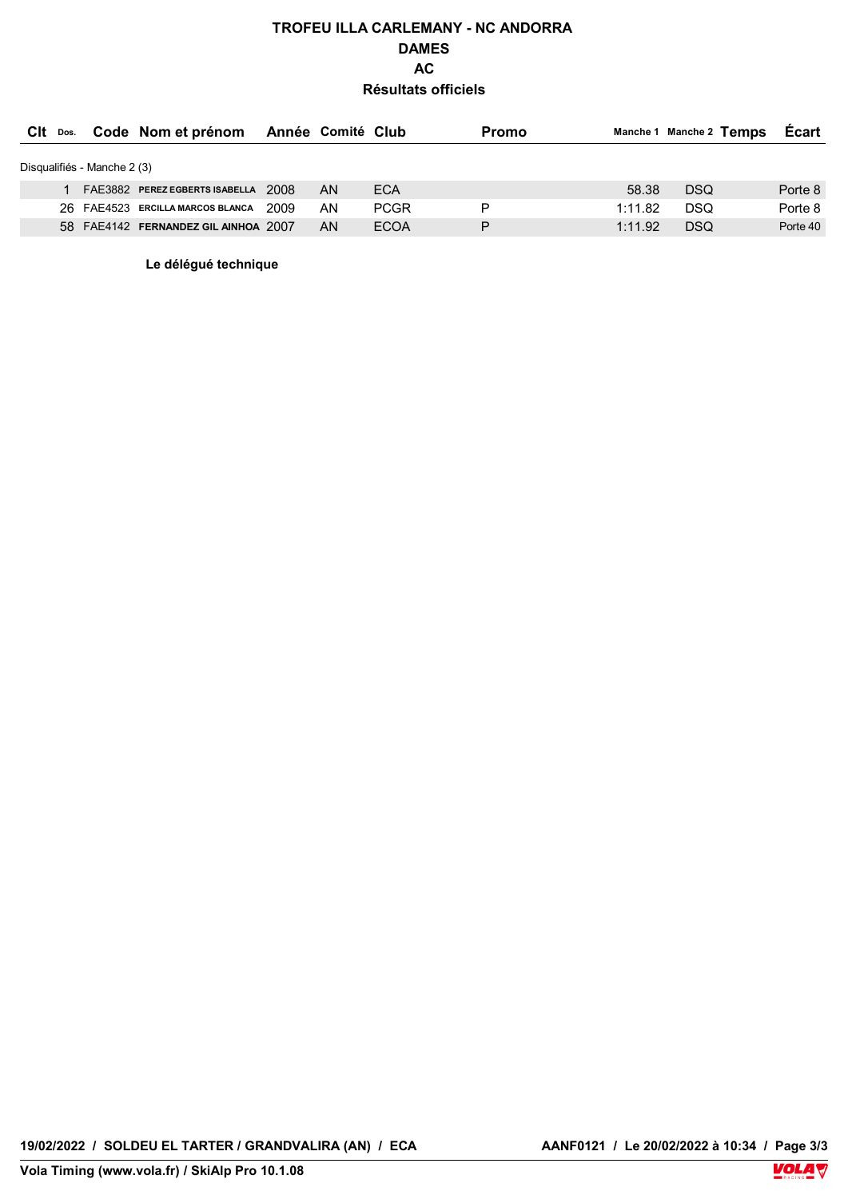# TROFEU ILLA CARLEMANY - NC ANDORRA

## DAMES

## AC

## Résultats officiels

| Clt | Dos. | Code | Nom et prénom | Année | Comité | Club | Promo | Manche 1 | Manche 2 | Temps | Écart |
|---|---|---|---|---|---|---|---|---|---|---|---|
| Disqualifiés - Manche 2 (3) | | | | | | | | | | | |
| | 1 | FAE3882 | PEREZ EGBERTS ISABELLA | 2008 | AN | ECA | | 58.38 | DSQ | | Porte 8 |
| | 26 | FAE4523 | ERCILLA MARCOS BLANCA | 2009 | AN | PCGR | P | 1:11.82 | DSQ | | Porte 8 |
| | 58 | FAE4142 | FERNANDEZ GIL AINHOA | 2007 | AN | ECOA | P | 1:11.92 | DSQ | | Porte 40 |

**Le délégué technique**

**19/02/2022 / SOLDEU EL TARTER / GRANDVALIRA (AN) / ECA**

**AANF0121 / Le 20/02/2022 à 10:34**

**Vola Timing (www.vola.fr) / SkiAlp Pro 10.1.08**